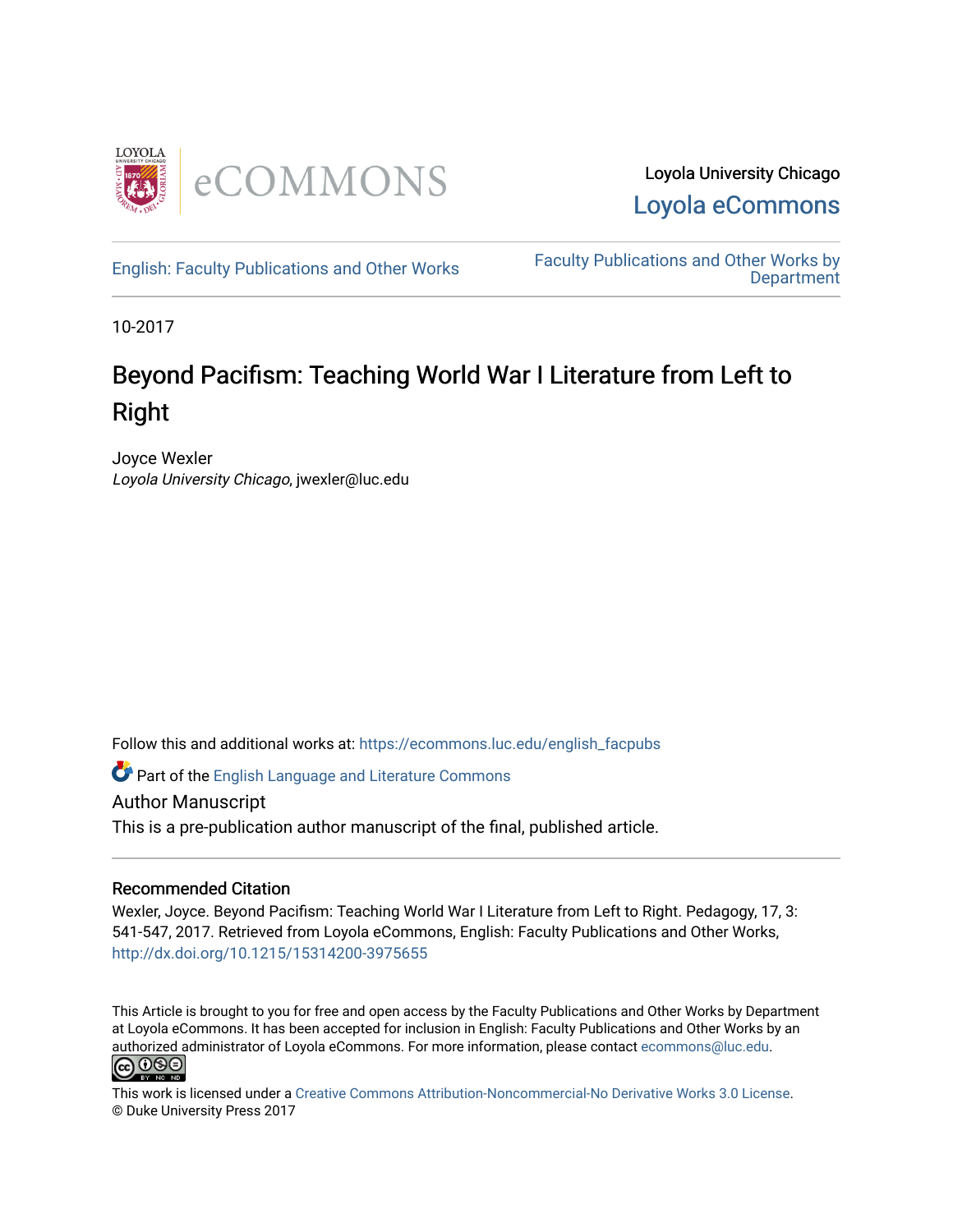Loyola University Chicago

Loyola eCommons

English: Faculty Publications and Other Works

Faculty Publications and Other Works by Department

10-2017

# Beyond Pacifism: Teaching World War I Literature from Left to Right

Joyce Wexler
*Loyola University Chicago*, jwexler@luc.edu

Follow this and additional works at: https://ecommons.luc.edu/english_facpubs

Part of the English Language and Literature Commons

Author Manuscript
This is a pre-publication author manuscript of the final, published article.

### Recommended Citation

Wexler, Joyce. Beyond Pacifism: Teaching World War I Literature from Left to Right. Pedagogy, 17, 3: 541-547, 2017. Retrieved from Loyola eCommons, English: Faculty Publications and Other Works, http://dx.doi.org/10.1215/15314200-3975655

This Article is brought to you for free and open access by the Faculty Publications and Other Works by Department at Loyola eCommons. It has been accepted for inclusion in English: Faculty Publications and Other Works by an authorized administrator of Loyola eCommons. For more information, please contact ecommons@luc.edu.

This work is licensed under a Creative Commons Attribution-Noncommercial-No Derivative Works 3.0 License.
© Duke University Press 2017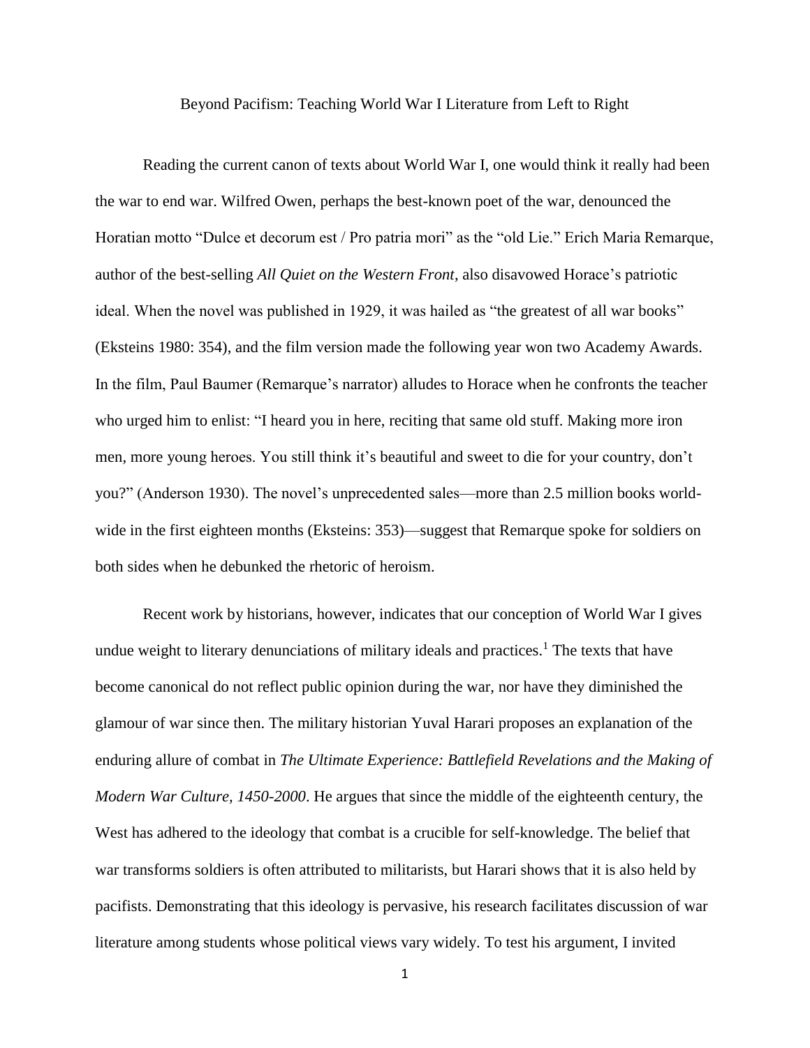Beyond Pacifism: Teaching World War I Literature from Left to Right

Reading the current canon of texts about World War I, one would think it really had been the war to end war. Wilfred Owen, perhaps the best-known poet of the war, denounced the Horatian motto "Dulce et decorum est / Pro patria mori" as the "old Lie." Erich Maria Remarque, author of the best-selling *All Quiet on the Western Front*, also disavowed Horace's patriotic ideal. When the novel was published in 1929, it was hailed as "the greatest of all war books" (Eksteins 1980: 354), and the film version made the following year won two Academy Awards. In the film, Paul Baumer (Remarque's narrator) alludes to Horace when he confronts the teacher who urged him to enlist: "I heard you in here, reciting that same old stuff. Making more iron men, more young heroes. You still think it's beautiful and sweet to die for your country, don't you?" (Anderson 1930). The novel's unprecedented sales—more than 2.5 million books world-wide in the first eighteen months (Eksteins: 353)—suggest that Remarque spoke for soldiers on both sides when he debunked the rhetoric of heroism.

Recent work by historians, however, indicates that our conception of World War I gives undue weight to literary denunciations of military ideals and practices.[1] The texts that have become canonical do not reflect public opinion during the war, nor have they diminished the glamour of war since then. The military historian Yuval Harari proposes an explanation of the enduring allure of combat in *The Ultimate Experience: Battlefield Revelations and the Making of Modern War Culture, 1450-2000*. He argues that since the middle of the eighteenth century, the West has adhered to the ideology that combat is a crucible for self-knowledge. The belief that war transforms soldiers is often attributed to militarists, but Harari shows that it is also held by pacifists. Demonstrating that this ideology is pervasive, his research facilitates discussion of war literature among students whose political views vary widely. To test his argument, I invited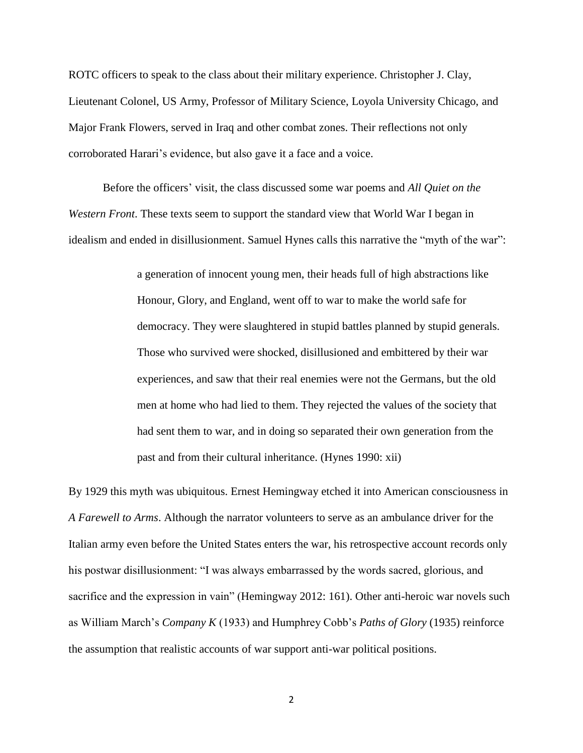ROTC officers to speak to the class about their military experience. Christopher J. Clay, Lieutenant Colonel, US Army, Professor of Military Science, Loyola University Chicago, and Major Frank Flowers, served in Iraq and other combat zones. Their reflections not only corroborated Harari's evidence, but also gave it a face and a voice.

Before the officers' visit, the class discussed some war poems and *All Quiet on the Western Front*. These texts seem to support the standard view that World War I began in idealism and ended in disillusionment. Samuel Hynes calls this narrative the "myth of the war":

> a generation of innocent young men, their heads full of high abstractions like Honour, Glory, and England, went off to war to make the world safe for democracy. They were slaughtered in stupid battles planned by stupid generals. Those who survived were shocked, disillusioned and embittered by their war experiences, and saw that their real enemies were not the Germans, but the old men at home who had lied to them. They rejected the values of the society that had sent them to war, and in doing so separated their own generation from the past and from their cultural inheritance. (Hynes 1990: xii)

By 1929 this myth was ubiquitous. Ernest Hemingway etched it into American consciousness in *A Farewell to Arms*. Although the narrator volunteers to serve as an ambulance driver for the Italian army even before the United States enters the war, his retrospective account records only his postwar disillusionment: "I was always embarrassed by the words sacred, glorious, and sacrifice and the expression in vain" (Hemingway 2012: 161). Other anti-heroic war novels such as William March's *Company K* (1933) and Humphrey Cobb's *Paths of Glory* (1935) reinforce the assumption that realistic accounts of war support anti-war political positions.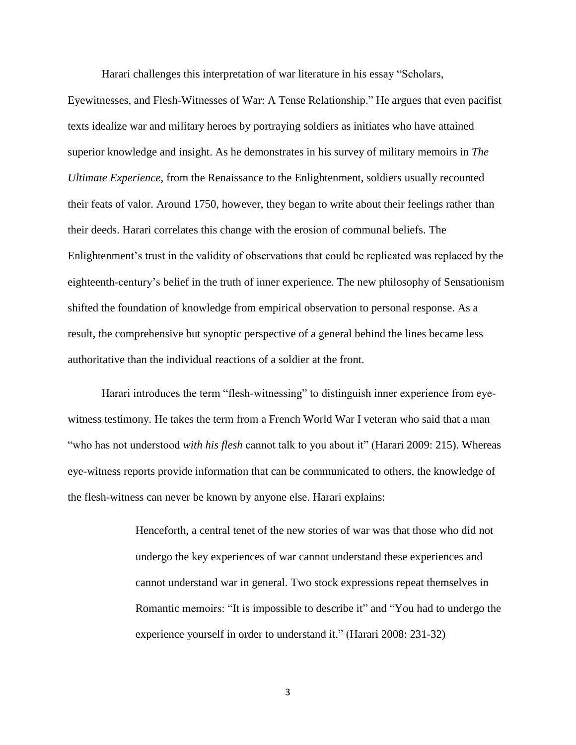Harari challenges this interpretation of war literature in his essay "Scholars, Eyewitnesses, and Flesh-Witnesses of War: A Tense Relationship." He argues that even pacifist texts idealize war and military heroes by portraying soldiers as initiates who have attained superior knowledge and insight. As he demonstrates in his survey of military memoirs in *The Ultimate Experience*, from the Renaissance to the Enlightenment, soldiers usually recounted their feats of valor. Around 1750, however, they began to write about their feelings rather than their deeds. Harari correlates this change with the erosion of communal beliefs. The Enlightenment's trust in the validity of observations that could be replicated was replaced by the eighteenth-century's belief in the truth of inner experience. The new philosophy of Sensationism shifted the foundation of knowledge from empirical observation to personal response. As a result, the comprehensive but synoptic perspective of a general behind the lines became less authoritative than the individual reactions of a soldier at the front.

Harari introduces the term "flesh-witnessing" to distinguish inner experience from eye-witness testimony. He takes the term from a French World War I veteran who said that a man "who has not understood *with his flesh* cannot talk to you about it" (Harari 2009: 215). Whereas eye-witness reports provide information that can be communicated to others, the knowledge of the flesh-witness can never be known by anyone else. Harari explains:

> Henceforth, a central tenet of the new stories of war was that those who did not undergo the key experiences of war cannot understand these experiences and cannot understand war in general. Two stock expressions repeat themselves in Romantic memoirs: "It is impossible to describe it" and "You had to undergo the experience yourself in order to understand it." (Harari 2008: 231-32)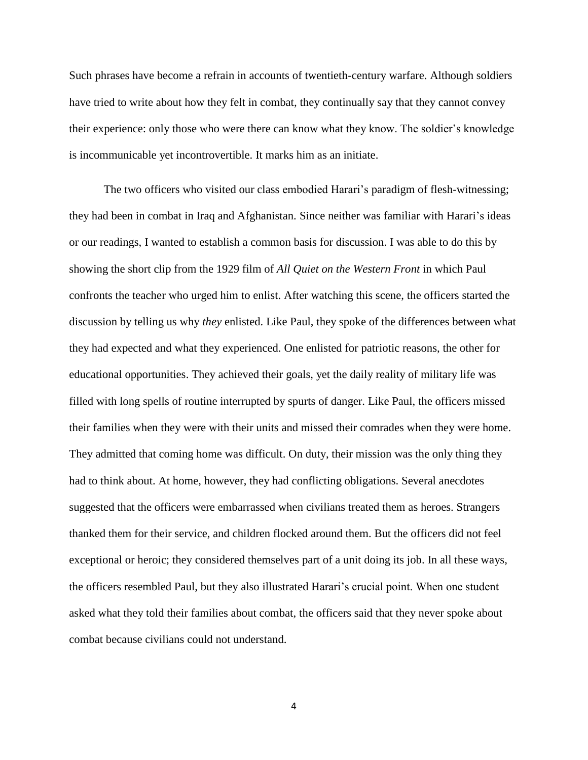Such phrases have become a refrain in accounts of twentieth-century warfare. Although soldiers have tried to write about how they felt in combat, they continually say that they cannot convey their experience: only those who were there can know what they know. The soldier's knowledge is incommunicable yet incontrovertible. It marks him as an initiate.

The two officers who visited our class embodied Harari's paradigm of flesh-witnessing; they had been in combat in Iraq and Afghanistan. Since neither was familiar with Harari's ideas or our readings, I wanted to establish a common basis for discussion. I was able to do this by showing the short clip from the 1929 film of *All Quiet on the Western Front* in which Paul confronts the teacher who urged him to enlist. After watching this scene, the officers started the discussion by telling us why *they* enlisted. Like Paul, they spoke of the differences between what they had expected and what they experienced. One enlisted for patriotic reasons, the other for educational opportunities. They achieved their goals, yet the daily reality of military life was filled with long spells of routine interrupted by spurts of danger. Like Paul, the officers missed their families when they were with their units and missed their comrades when they were home. They admitted that coming home was difficult. On duty, their mission was the only thing they had to think about. At home, however, they had conflicting obligations. Several anecdotes suggested that the officers were embarrassed when civilians treated them as heroes. Strangers thanked them for their service, and children flocked around them. But the officers did not feel exceptional or heroic; they considered themselves part of a unit doing its job. In all these ways, the officers resembled Paul, but they also illustrated Harari's crucial point. When one student asked what they told their families about combat, the officers said that they never spoke about combat because civilians could not understand.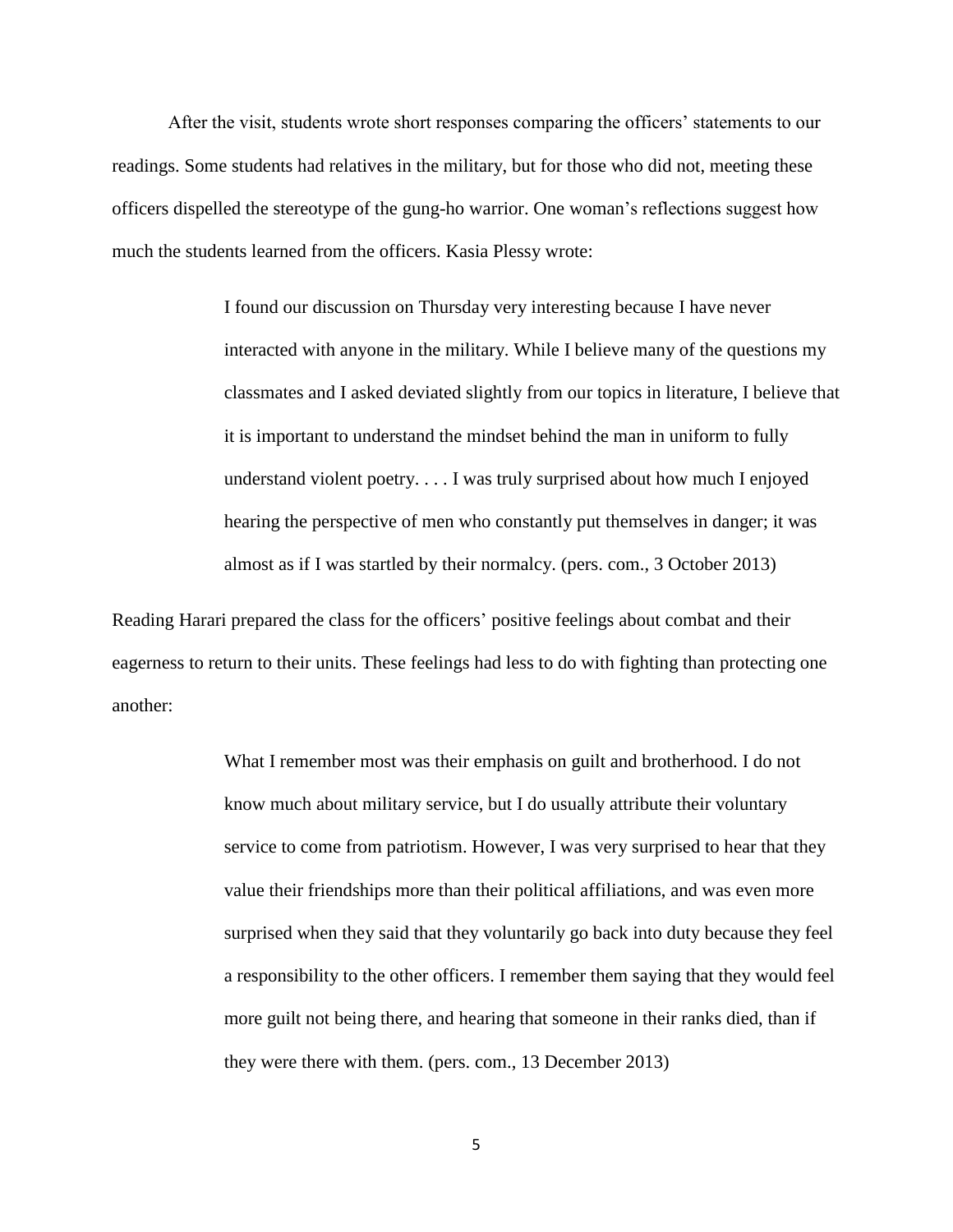After the visit, students wrote short responses comparing the officers' statements to our readings. Some students had relatives in the military, but for those who did not, meeting these officers dispelled the stereotype of the gung-ho warrior. One woman's reflections suggest how much the students learned from the officers. Kasia Plessy wrote:

> I found our discussion on Thursday very interesting because I have never interacted with anyone in the military. While I believe many of the questions my classmates and I asked deviated slightly from our topics in literature, I believe that it is important to understand the mindset behind the man in uniform to fully understand violent poetry. . . . I was truly surprised about how much I enjoyed hearing the perspective of men who constantly put themselves in danger; it was almost as if I was startled by their normalcy. (pers. com., 3 October 2013)

Reading Harari prepared the class for the officers' positive feelings about combat and their eagerness to return to their units. These feelings had less to do with fighting than protecting one another:

> What I remember most was their emphasis on guilt and brotherhood. I do not know much about military service, but I do usually attribute their voluntary service to come from patriotism. However, I was very surprised to hear that they value their friendships more than their political affiliations, and was even more surprised when they said that they voluntarily go back into duty because they feel a responsibility to the other officers. I remember them saying that they would feel more guilt not being there, and hearing that someone in their ranks died, than if they were there with them. (pers. com., 13 December 2013)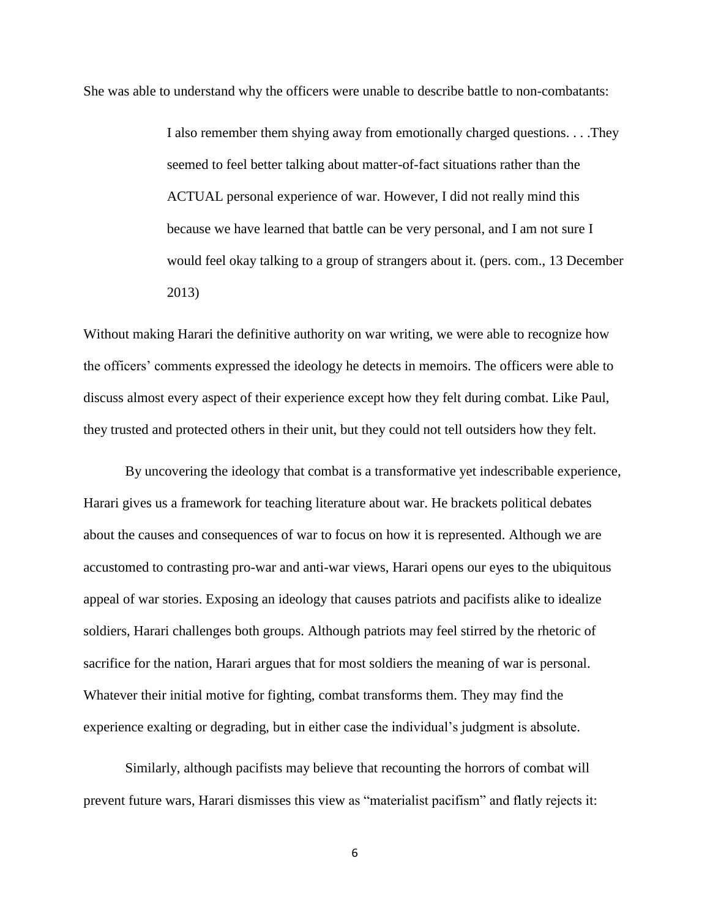She was able to understand why the officers were unable to describe battle to non-combatants:

> I also remember them shying away from emotionally charged questions. . . .They seemed to feel better talking about matter-of-fact situations rather than the ACTUAL personal experience of war. However, I did not really mind this because we have learned that battle can be very personal, and I am not sure I would feel okay talking to a group of strangers about it. (pers. com., 13 December 2013)

Without making Harari the definitive authority on war writing, we were able to recognize how the officers' comments expressed the ideology he detects in memoirs. The officers were able to discuss almost every aspect of their experience except how they felt during combat. Like Paul, they trusted and protected others in their unit, but they could not tell outsiders how they felt.

By uncovering the ideology that combat is a transformative yet indescribable experience, Harari gives us a framework for teaching literature about war. He brackets political debates about the causes and consequences of war to focus on how it is represented. Although we are accustomed to contrasting pro-war and anti-war views, Harari opens our eyes to the ubiquitous appeal of war stories. Exposing an ideology that causes patriots and pacifists alike to idealize soldiers, Harari challenges both groups. Although patriots may feel stirred by the rhetoric of sacrifice for the nation, Harari argues that for most soldiers the meaning of war is personal. Whatever their initial motive for fighting, combat transforms them. They may find the experience exalting or degrading, but in either case the individual's judgment is absolute.

Similarly, although pacifists may believe that recounting the horrors of combat will prevent future wars, Harari dismisses this view as "materialist pacifism" and flatly rejects it: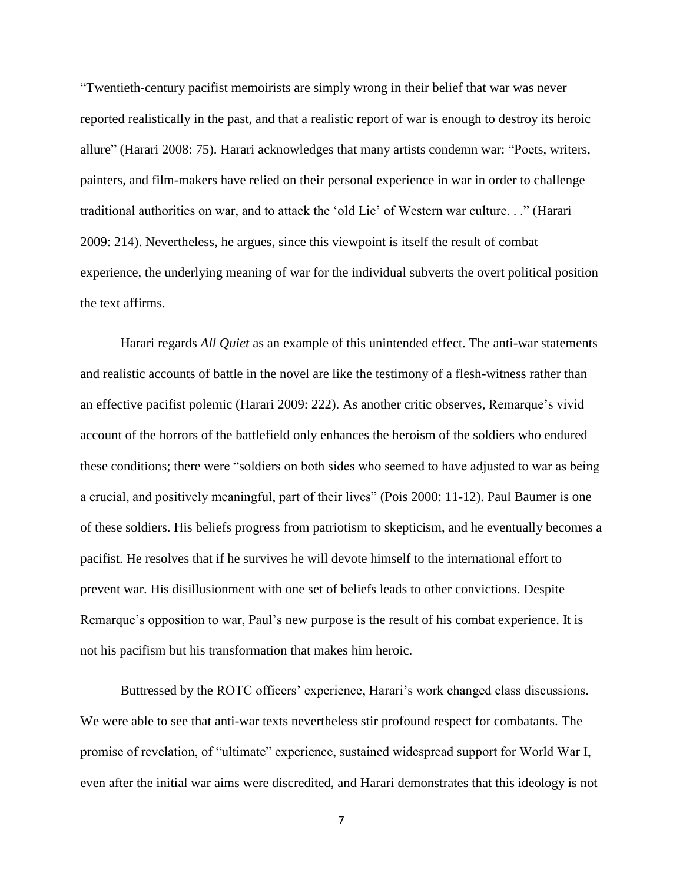"Twentieth-century pacifist memoirists are simply wrong in their belief that war was never reported realistically in the past, and that a realistic report of war is enough to destroy its heroic allure" (Harari 2008: 75). Harari acknowledges that many artists condemn war: "Poets, writers, painters, and film-makers have relied on their personal experience in war in order to challenge traditional authorities on war, and to attack the 'old Lie' of Western war culture. . ." (Harari 2009: 214). Nevertheless, he argues, since this viewpoint is itself the result of combat experience, the underlying meaning of war for the individual subverts the overt political position the text affirms.

Harari regards *All Quiet* as an example of this unintended effect. The anti-war statements and realistic accounts of battle in the novel are like the testimony of a flesh-witness rather than an effective pacifist polemic (Harari 2009: 222). As another critic observes, Remarque's vivid account of the horrors of the battlefield only enhances the heroism of the soldiers who endured these conditions; there were "soldiers on both sides who seemed to have adjusted to war as being a crucial, and positively meaningful, part of their lives" (Pois 2000: 11-12). Paul Baumer is one of these soldiers. His beliefs progress from patriotism to skepticism, and he eventually becomes a pacifist. He resolves that if he survives he will devote himself to the international effort to prevent war. His disillusionment with one set of beliefs leads to other convictions. Despite Remarque's opposition to war, Paul's new purpose is the result of his combat experience. It is not his pacifism but his transformation that makes him heroic.

Buttressed by the ROTC officers' experience, Harari's work changed class discussions. We were able to see that anti-war texts nevertheless stir profound respect for combatants. The promise of revelation, of "ultimate" experience, sustained widespread support for World War I, even after the initial war aims were discredited, and Harari demonstrates that this ideology is not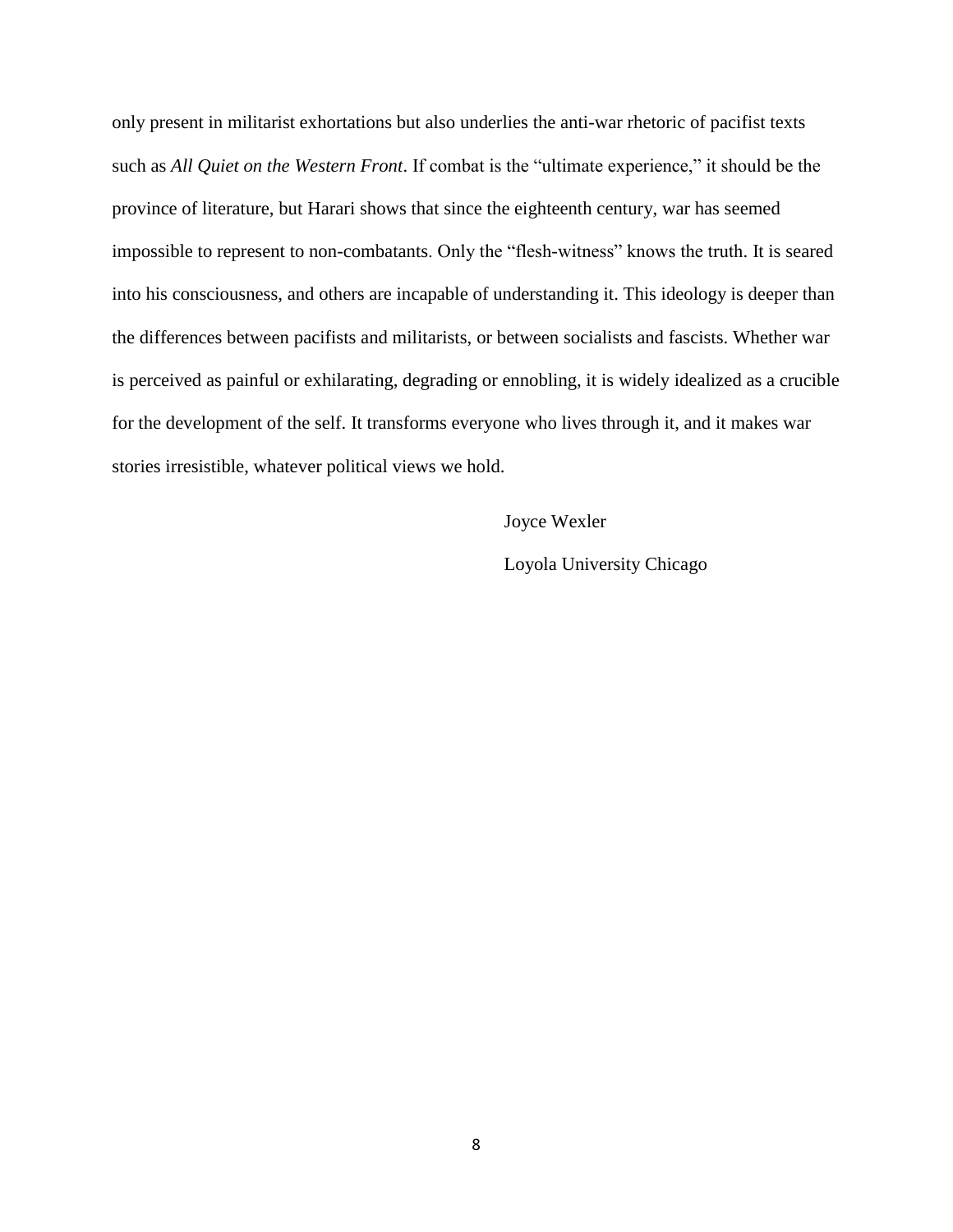only present in militarist exhortations but also underlies the anti-war rhetoric of pacifist texts such as *All Quiet on the Western Front*. If combat is the "ultimate experience," it should be the province of literature, but Harari shows that since the eighteenth century, war has seemed impossible to represent to non-combatants. Only the "flesh-witness" knows the truth. It is seared into his consciousness, and others are incapable of understanding it. This ideology is deeper than the differences between pacifists and militarists, or between socialists and fascists. Whether war is perceived as painful or exhilarating, degrading or ennobling, it is widely idealized as a crucible for the development of the self. It transforms everyone who lives through it, and it makes war stories irresistible, whatever political views we hold.

Joyce Wexler

Loyola University Chicago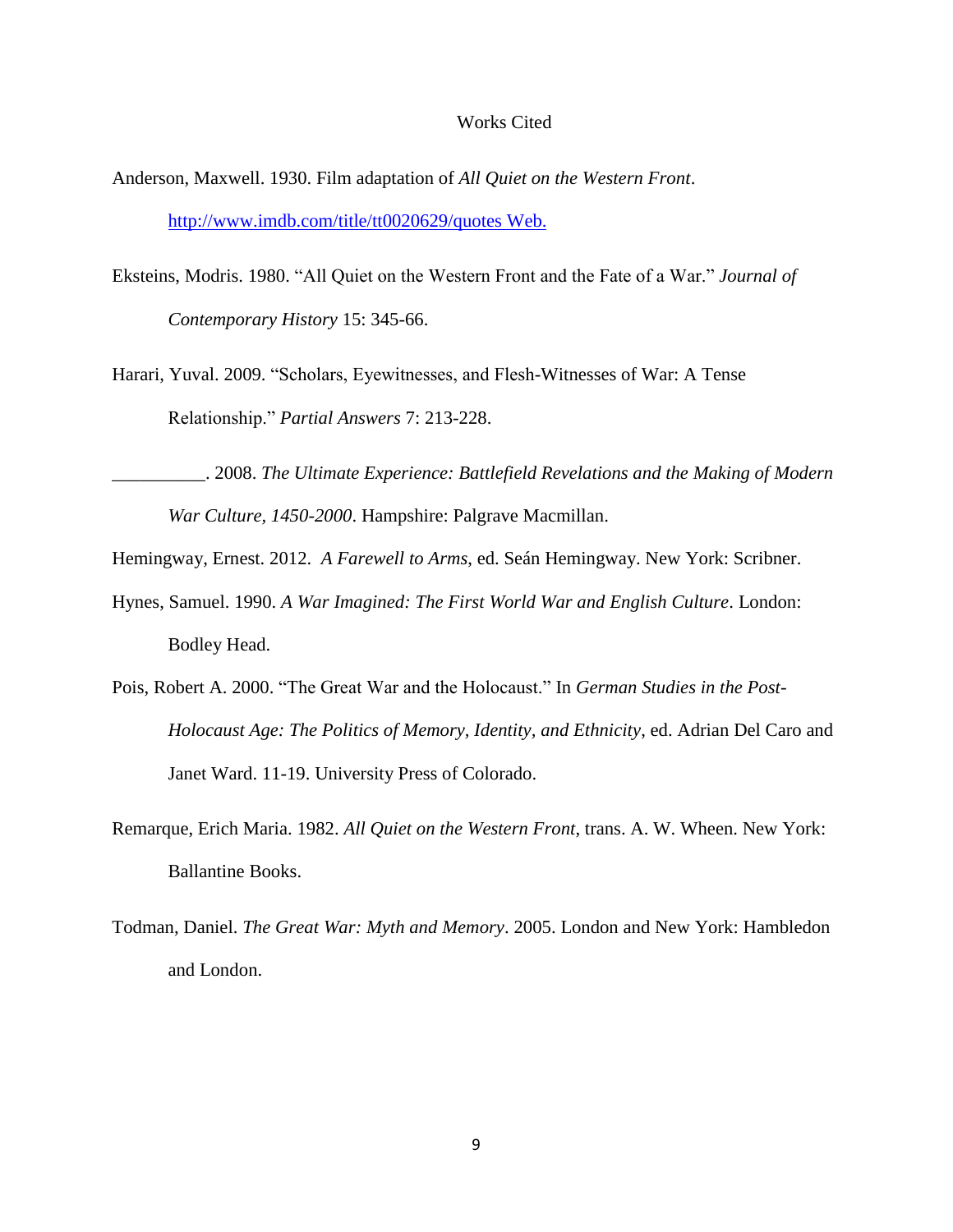# Works Cited

Anderson, Maxwell. 1930. Film adaptation of *All Quiet on the Western Front*. http://www.imdb.com/title/tt0020629/quotes Web.

Eksteins, Modris. 1980. "All Quiet on the Western Front and the Fate of a War." *Journal of Contemporary History* 15: 345-66.

Harari, Yuval. 2009. "Scholars, Eyewitnesses, and Flesh-Witnesses of War: A Tense Relationship." *Partial Answers* 7: 213-228.

__________. 2008. *The Ultimate Experience: Battlefield Revelations and the Making of Modern War Culture, 1450-2000*. Hampshire: Palgrave Macmillan.

Hemingway, Ernest. 2012. *A Farewell to Arms*, ed. Seán Hemingway. New York: Scribner.

Hynes, Samuel. 1990. *A War Imagined: The First World War and English Culture*. London: Bodley Head.

Pois, Robert A. 2000. "The Great War and the Holocaust." In *German Studies in the Post-Holocaust Age: The Politics of Memory, Identity, and Ethnicity*, ed. Adrian Del Caro and Janet Ward. 11-19. University Press of Colorado.

Remarque, Erich Maria. 1982. *All Quiet on the Western Front*, trans. A. W. Wheen. New York: Ballantine Books.

Todman, Daniel. *The Great War: Myth and Memory*. 2005. London and New York: Hambledon and London.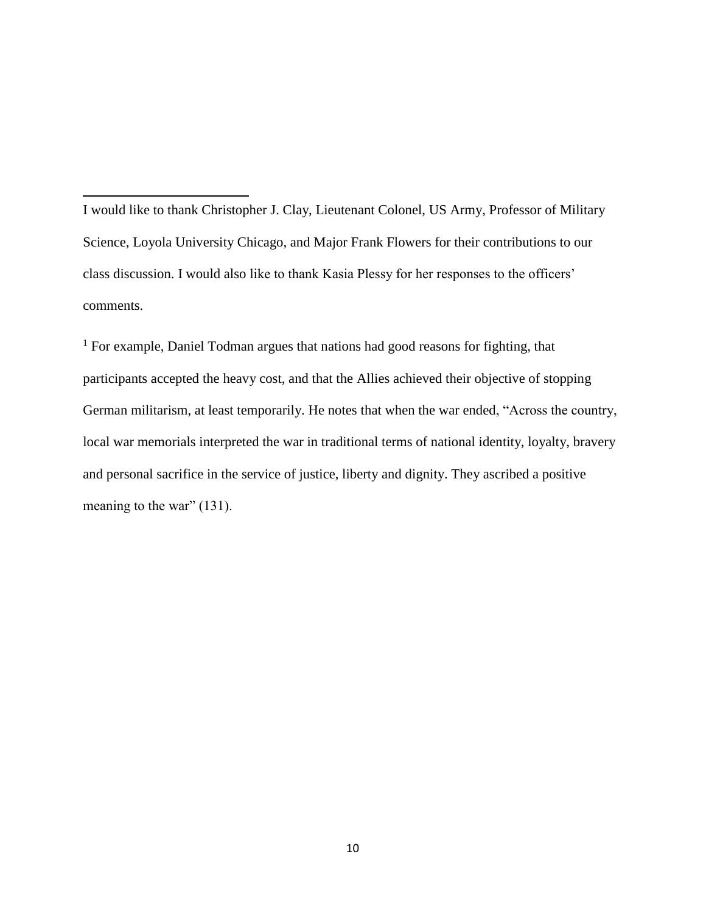I would like to thank Christopher J. Clay, Lieutenant Colonel, US Army, Professor of Military Science, Loyola University Chicago, and Major Frank Flowers for their contributions to our class discussion. I would also like to thank Kasia Plessy for her responses to the officers' comments.

[1] For example, Daniel Todman argues that nations had good reasons for fighting, that participants accepted the heavy cost, and that the Allies achieved their objective of stopping German militarism, at least temporarily. He notes that when the war ended, "Across the country, local war memorials interpreted the war in traditional terms of national identity, loyalty, bravery and personal sacrifice in the service of justice, liberty and dignity. They ascribed a positive meaning to the war" (131).